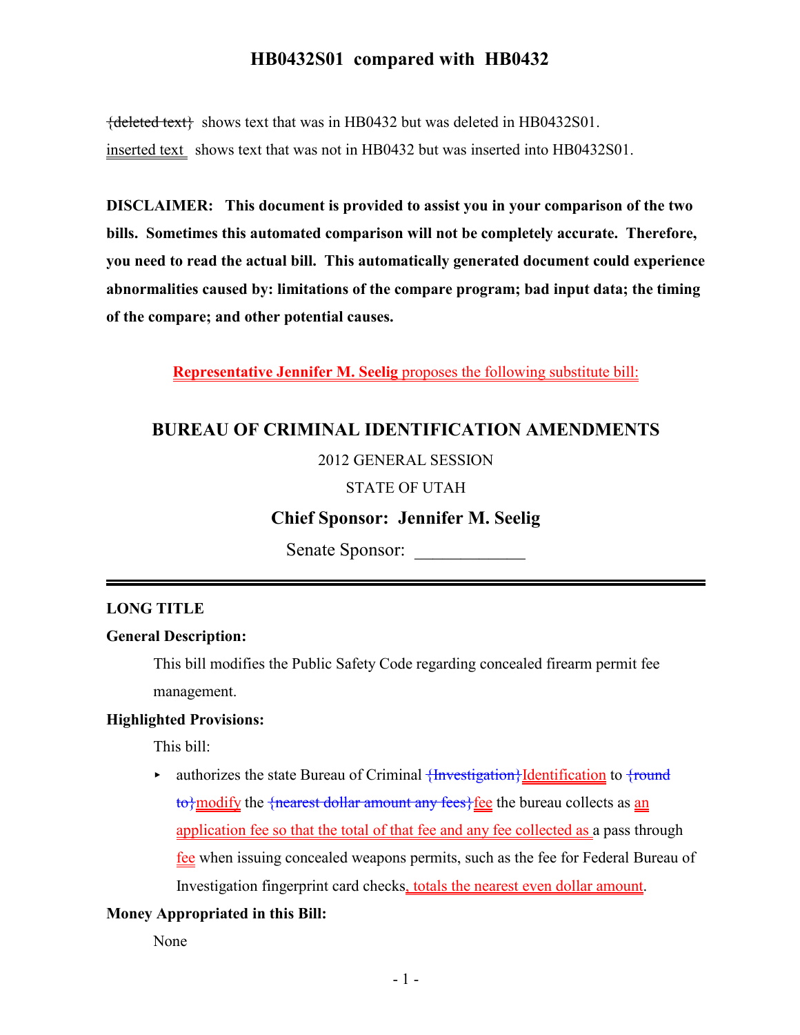**HB0432S01 compared with HB0432**

{deleted text} shows text that was in HB0432 but was deleted in HB0432S01.

inserted text shows text that was not in HB0432 but was inserted into HB0432S01.

**DISCLAIMER: This document is provided to assist you in your comparison of the two bills. Sometimes this automated comparison will not be completely accurate. Therefore, you need to read the actual bill. This automatically generated document could experience abnormalities caused by: limitations of the compare program; bad input data; the timing of the compare; and other potential causes.**

**Representative Jennifer M. Seelig** proposes the following substitute bill:

# BUREAU OF CRIMINAL IDENTIFICATION AMENDMENTS

2012 GENERAL SESSION

STATE OF UTAH

**Chief Sponsor: Jennifer M. Seelig**

Senate Sponsor: ____________

---

**LONG TITLE**

**General Description:**

This bill modifies the Public Safety Code regarding concealed firearm permit fee management.

**Highlighted Provisions:**

This bill:

- authorizes the state Bureau of Criminal {Investigation}Identification to {round to}modify the {nearest dollar amount any fees}fee the bureau collects as an application fee so that the total of that fee and any fee collected as a pass through fee when issuing concealed weapons permits, such as the fee for Federal Bureau of Investigation fingerprint card checks, totals the nearest even dollar amount.

**Money Appropriated in this Bill:**

None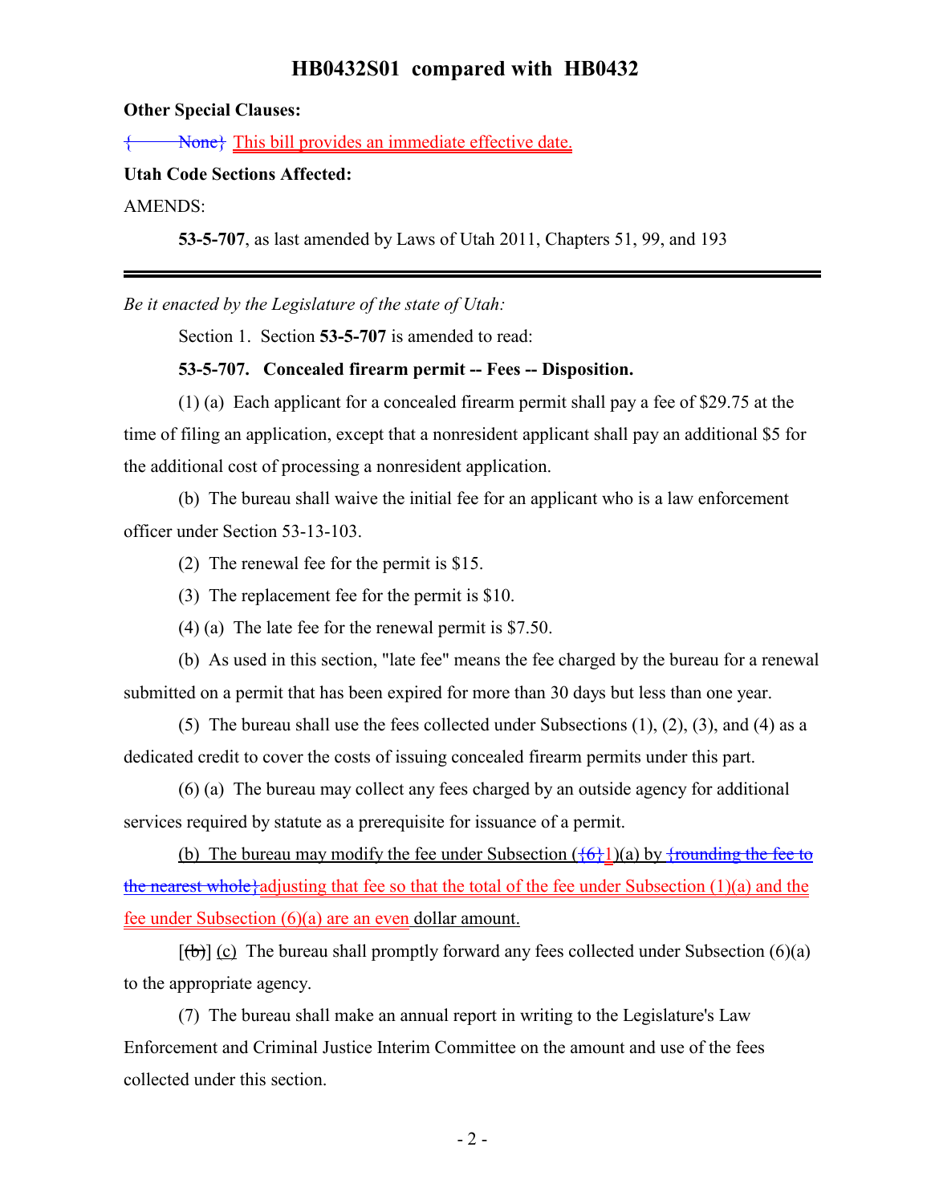**Other Special Clauses:**

{ None} This bill provides an immediate effective date.

**Utah Code Sections Affected:**

AMENDS:

**53-5-707**, as last amended by Laws of Utah 2011, Chapters 51, 99, and 193

---

*Be it enacted by the Legislature of the state of Utah:*

Section 1. Section **53-5-707** is amended to read:

**53-5-707. Concealed firearm permit -- Fees -- Disposition.**

(1) (a) Each applicant for a concealed firearm permit shall pay a fee of $29.75 at the time of filing an application, except that a nonresident applicant shall pay an additional $5 for the additional cost of processing a nonresident application.

(b) The bureau shall waive the initial fee for an applicant who is a law enforcement officer under Section 53-13-103.

(2) The renewal fee for the permit is $15.

(3) The replacement fee for the permit is $10.

(4) (a) The late fee for the renewal permit is $7.50.

(b) As used in this section, "late fee" means the fee charged by the bureau for a renewal submitted on a permit that has been expired for more than 30 days but less than one year.

(5) The bureau shall use the fees collected under Subsections (1), (2), (3), and (4) as a dedicated credit to cover the costs of issuing concealed firearm permits under this part.

(6) (a) The bureau may collect any fees charged by an outside agency for additional services required by statute as a prerequisite for issuance of a permit.

(b) The bureau may modify the fee under Subsection ({6}1)(a) by {rounding the fee to the nearest whole}adjusting that fee so that the total of the fee under Subsection (1)(a) and the fee under Subsection (6)(a) are an even dollar amount.

[(b)] (c) The bureau shall promptly forward any fees collected under Subsection (6)(a) to the appropriate agency.

(7) The bureau shall make an annual report in writing to the Legislature's Law Enforcement and Criminal Justice Interim Committee on the amount and use of the fees collected under this section.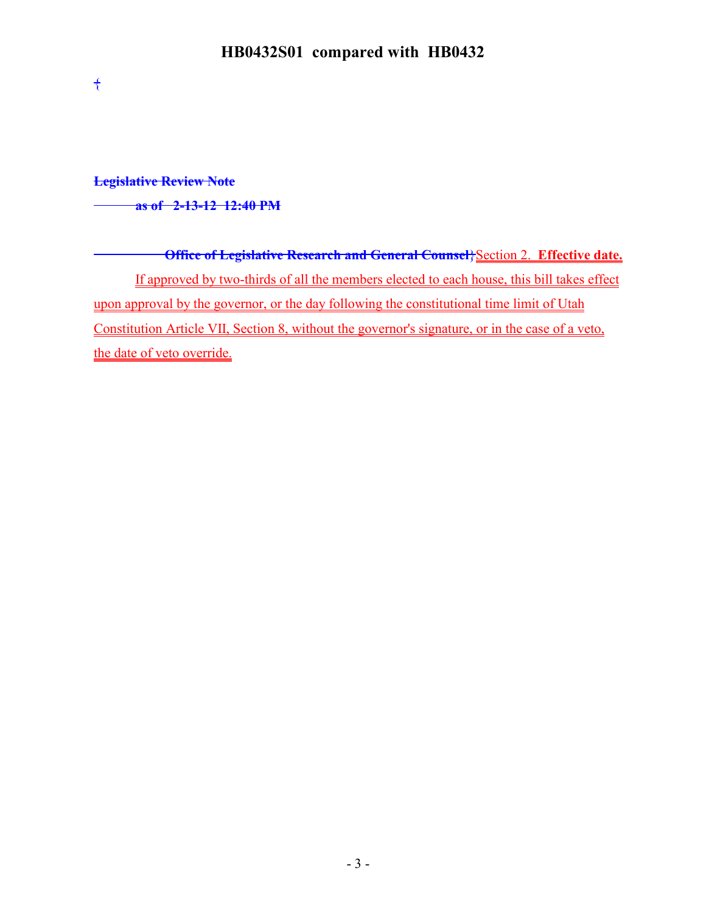{

Legislative Review Note

as of 2-13-12 12:40 PM

Office of Legislative Research and General Counsel}Section 2. **Effective date.**

If approved by two-thirds of all the members elected to each house, this bill takes effect upon approval by the governor, or the day following the constitutional time limit of Utah Constitution Article VII, Section 8, without the governor's signature, or in the case of a veto, the date of veto override.